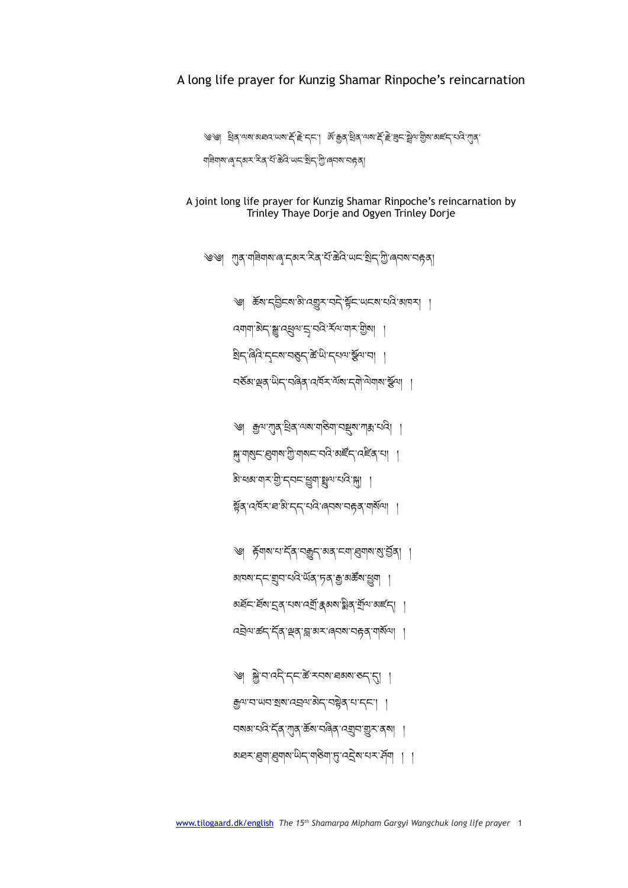# A long life prayer for Kunzig Shamar Rinpoche's reincarnation

༄༅། ཕྲིན་ལས་མཐའ་ཡས་རྡོ་རྗེ་དང་། ཨོ་རྒྱན་ཕྲིན་ལས་རྡོ་རྗེ་བྱང་སྤྱོལ་གྱིས་མཛད་པའི་ཀུན་གཟིགས་ཞྭ་དམར་རིན་པོ་ཆེའི་ཡང་སྲིད་ཀྱི་ཞབས་བརྟན།

A joint long life prayer for Kunzig Shamar Rinpoche's reincarnation by Trinley Thaye Dorje and Ogyen Trinley Dorje

༄༅། ཀུན་གཟིགས་ཞྭ་དམར་རིན་པོ་ཆེའི་ཡང་སྲིད་ཀྱི་ཞབས་བརྟན།

ༀ། ཆོས་དབྱིངས་མི་འགྱུར་བདེ་སྟོང་ཡངས་པའི་མཁར། །
འགག་མེད་སྒྱུ་འཕྲུལ་དྲ་བའི་རོལ་གར་གྱིས། །
སྲིད་ཞིའི་དངས་བཅུད་ཆེ་ཡི་དཔལ་སྩོལ་བ། །
བཙོམ་ལྡན་ཡིད་བཞིན་འཁོར་ལོས་དགེ་ལེགས་སྩོལ། །

ༀ། རྒྱལ་ཀུན་ཕྲིན་ལས་གཅིག་བསྡུས་ཀརྨ་པའི། །
སྐུ་གསུང་ཐུགས་ཀྱི་གསང་བའི་མཛོད་འཛིན་པ། །
མི་ཕམ་གར་གྱི་དབང་ཕྱུག་སྤྲུལ་པའི་སྐུ། །
སྟོན་འཁོར་ཐ་མི་དད་པའི་ཞབས་བརྟན་གསོལ། །

ༀ། རྟོགས་པ་དོན་བརྒྱུད་མན་ངག་ཐུགས་སུ་ཚུད། །
མཁས་དང་གྲུབ་པའི་ཡོན་ཏན་རྒྱ་མཚོས་ཕྱུག །
མཐོང་ཐོས་དྲན་པས་འགྲོ་རྣམས་སྨིན་གྲོལ་མཛད། །
འཕེལ་ཚད་དོན་ལྡན་བླ་མར་ཞབས་བརྟན་གསོལ། །

ༀ། སྐྱེ་བ་འདི་དང་ཚེ་རབས་ཐམས་ཅད་དུ། །
རྒྱལ་བ་ཡབ་སྲས་འབྲལ་མེད་བསྟེན་པ་དང་། །
བསམ་པའི་དོན་ཀུན་ཆོས་བཞིན་འགྲུབ་གྱུར་ནས། །
མཐར་ཕྱུག་ཐུགས་ཡིད་གཅིག་ཏུ་འདྲེས་པར་ཤོག །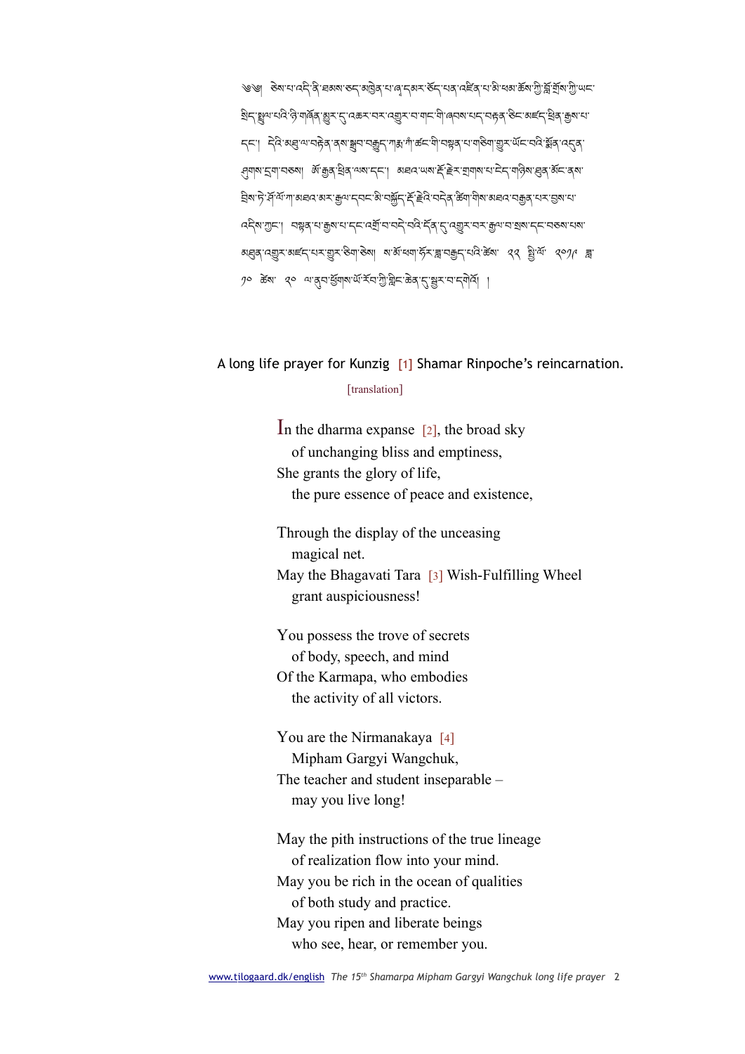༄༅། །ཅེས་པ་འདི་ནི་ཐམས་ཅད་མཁྱེན་པ་ཞྭ་དམར་ཅོད་པན་འཛིན་པ་མི་ཕམ་ཆོས་ཀྱི་བློ་གྲོས་ཀྱི་ཡང་སྲིད་སྤྲུལ་པའི་ཞི་གཞོན་སྦྱར་དུ་འཆར་བར་འགྱུར་བ་གང་གི་ཞབས་པད་བརྟན་ཅིང་མཛད་ཕྲིན་རྒྱས་པ་དང་། དེའི་མཐུ་ལ་བརྟེན་ནས་སྒྲུབ་བརྒྱུད་ཀརྨ་ཀཾ་ཚང་གི་བསྟན་པ་གཞིག་གྱུར་ཡོང་བའི་སྐྱོན་འདུན་ཤུགས་དྲག་བཅས། ཨོ་རྒྱན་ཕྲིན་ལས་དང་། མཐའ་ཡས་རྡོ་རྗེར་གྲགས་པ་དེད་གཉིས་ཟུང་མོང་ནས་ཞིས་ཏེ་བོ་ལོ་ཀ་མཐའ་མར་རྒྱལ་དབང་མི་བསྐྱོད་རྡོ་རྗེའི་བདེན་ཚིག་གིས་མཐའ་བརྒྱན་པར་བྱས་པ་འདིས་ཀྱང་། བསྟན་པ་རྒྱས་པ་དང་འགྲོ་བ་བདེ་བའི་དོན་དུ་འགྱུར་བར་རྒྱལ་བ་ཐུགས་དང་བཅས་པས་མཐུན་འགྱུར་མཛད་པར་གྱུར་ཅིག་ཅེས། ས་མོ་ཕག་ཧོར་ཟླ་བརྒྱད་པའི་ཚེས་ ༡༡ ཕྱི་ལོ་ ༢༠༡༩ ཟླ་ ༡༠ ཚེས་ ༩ ལ་ནུབ་ཕྱོགས་པོ་རོང་གི་གླིང་ཆེན་དུ་སྦྱར་བ་དགེའོ། །

## A long life prayer for Kunzig [1] Shamar Rinpoche's reincarnation.

[translation]

In the dharma expanse [2], the broad sky
of unchanging bliss and emptiness,
She grants the glory of life,
the pure essence of peace and existence,

Through the display of the unceasing
magical net.
May the Bhagavati Tara [3] Wish-Fulfilling Wheel
grant auspiciousness!

You possess the trove of secrets
of body, speech, and mind
Of the Karmapa, who embodies
the activity of all victors.

You are the Nirmanakaya [4]
Mipham Gargyi Wangchuk,
The teacher and student inseparable –
may you live long!

May the pith instructions of the true lineage
of realization flow into your mind.
May you be rich in the ocean of qualities
of both study and practice.
May you ripen and liberate beings
who see, hear, or remember you.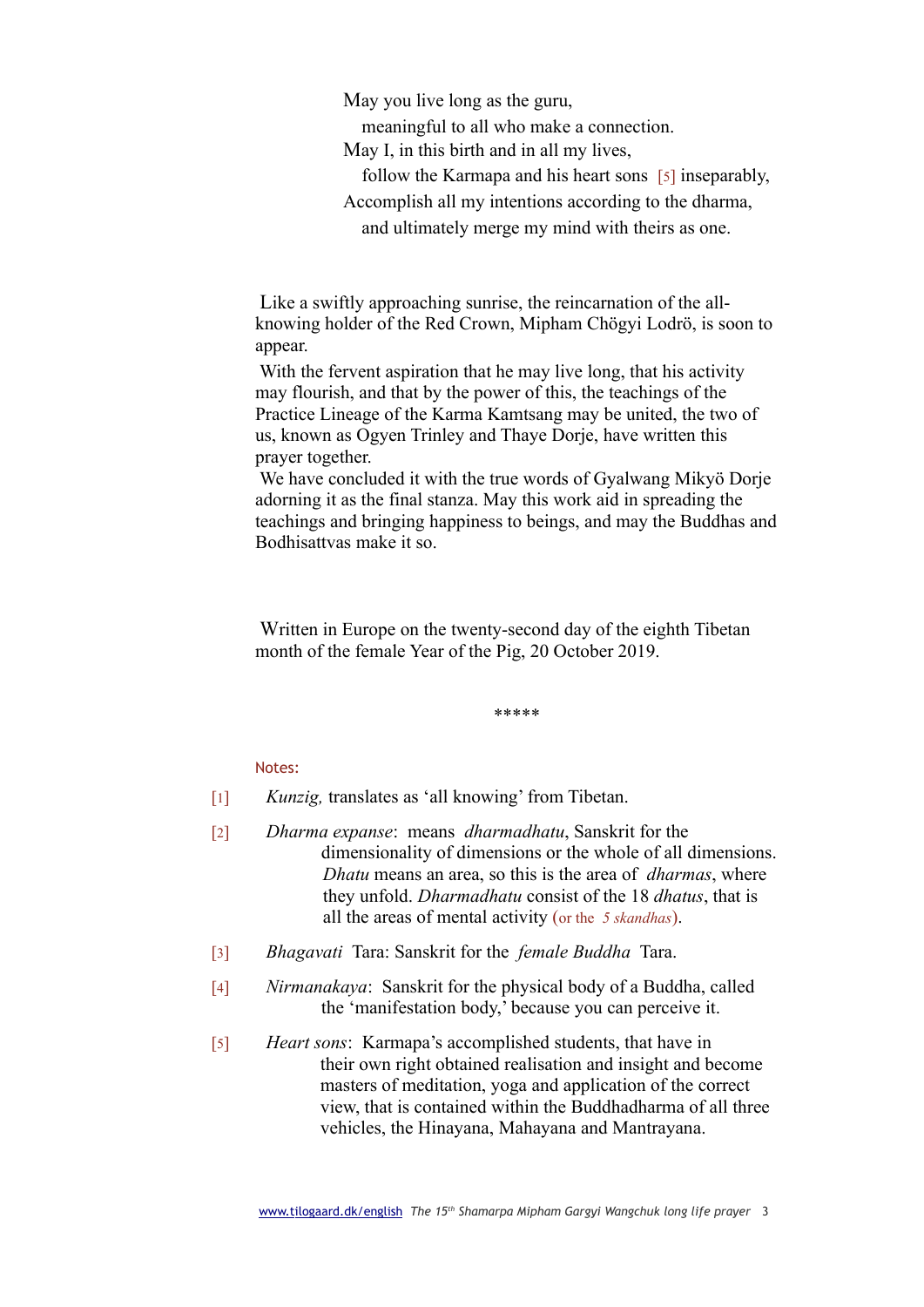May you live long as the guru,
  meaningful to all who make a connection.
May I, in this birth and in all my lives,
  follow the Karmapa and his heart sons [5] inseparably,
Accomplish all my intentions according to the dharma,
  and ultimately merge my mind with theirs as one.

Like a swiftly approaching sunrise, the reincarnation of the all-knowing holder of the Red Crown, Mipham Chögyi Lodrö, is soon to appear.

With the fervent aspiration that he may live long, that his activity may flourish, and that by the power of this, the teachings of the Practice Lineage of the Karma Kamtsang may be united, the two of us, known as Ogyen Trinley and Thaye Dorje, have written this prayer together.

We have concluded it with the true words of Gyalwang Mikyö Dorje adorning it as the final stanza. May this work aid in spreading the teachings and bringing happiness to beings, and may the Buddhas and Bodhisattvas make it so.

Written in Europe on the twenty-second day of the eighth Tibetan month of the female Year of the Pig, 20 October 2019.

*****

Notes:

[1] *Kunzig,* translates as 'all knowing' from Tibetan.

[2] *Dharma expanse*: means *dharmadhatu*, Sanskrit for the dimensionality of dimensions or the whole of all dimensions. *Dhatu* means an area, so this is the area of *dharmas*, where they unfold. *Dharmadhatu* consist of the 18 *dhatus*, that is all the areas of mental activity (or the *5 skandhas*).

[3] *Bhagavati* Tara: Sanskrit for the *female Buddha* Tara.

[4] *Nirmanakaya*: Sanskrit for the physical body of a Buddha, called the 'manifestation body,' because you can perceive it.

[5] *Heart sons*: Karmapa's accomplished students, that have in their own right obtained realisation and insight and become masters of meditation, yoga and application of the correct view, that is contained within the Buddhadharma of all three vehicles, the Hinayana, Mahayana and Mantrayana.